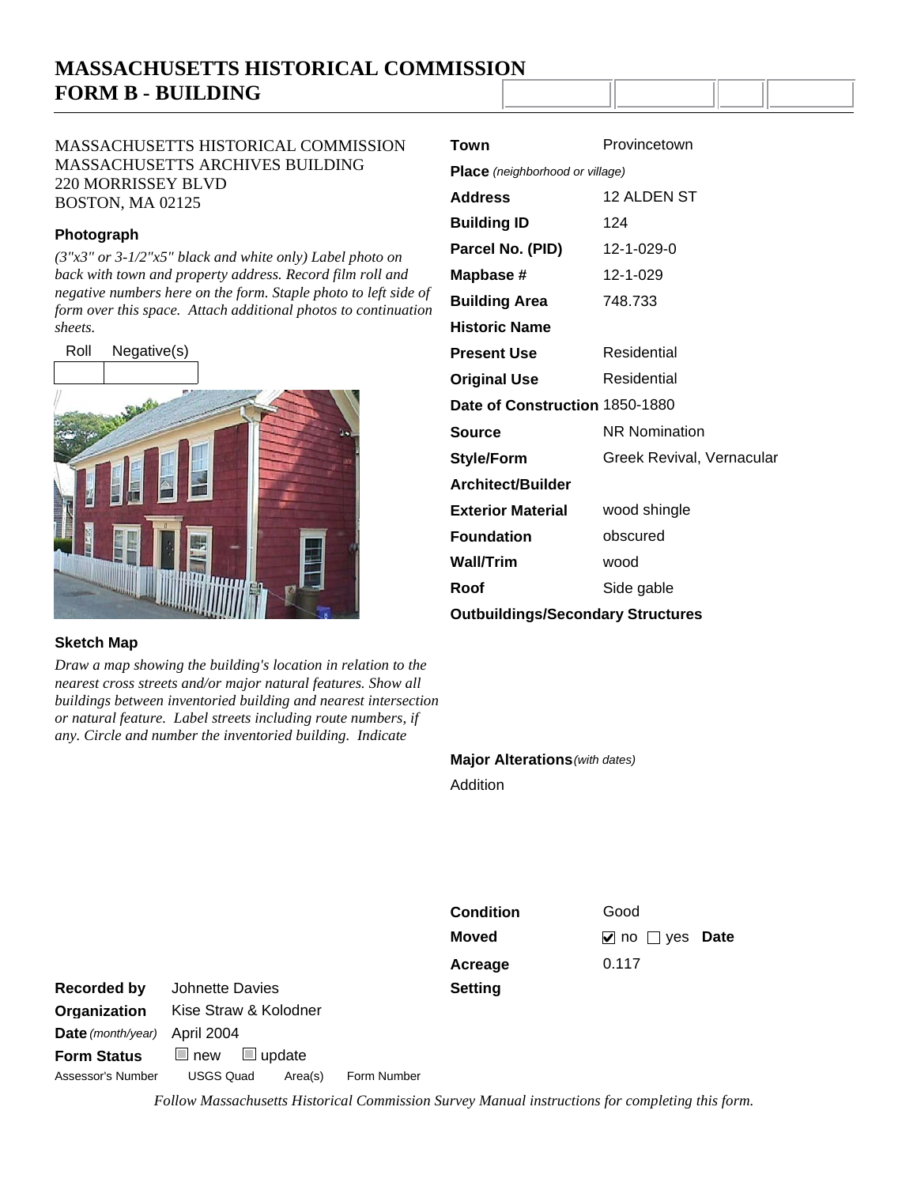# MASSACHUSETTS HISTORICAL COMMISSION
## FORM B - BUILDING

MASSACHUSETTS HISTORICAL COMMISSION
MASSACHUSETTS ARCHIVES BUILDING
220 MORRISSEY BLVD
BOSTON, MA 02125

### Photograph

*(3"x3" or 3-1/2"x5" black and white only) Label photo on back with town and property address. Record film roll and negative numbers here on the form. Staple photo to left side of form over this space. Attach additional photos to continuation sheets.*

| Roll | Negative(s) |
|---|---|
| | |

### Sketch Map

*Draw a map showing the building's location in relation to the nearest cross streets and/or major natural features. Show all buildings between inventoried building and nearest intersection or natural feature. Label streets including route numbers, if any. Circle and number the inventoried building. Indicate*

| | |
|---|---|
| **Town** | Provincetown |
| **Place** *(neighborhood or village)* | |
| **Address** | 12 ALDEN ST |
| **Building ID** | 124 |
| **Parcel No. (PID)** | 12-1-029-0 |
| **Mapbase #** | 12-1-029 |
| **Building Area** | 748.733 |
| **Historic Name** | |
| **Present Use** | Residential |
| **Original Use** | Residential |
| **Date of Construction** | 1850-1880 |
| **Source** | NR Nomination |
| **Style/Form** | Greek Revival, Vernacular |
| **Architect/Builder** | |
| **Exterior Material** | wood shingle |
| **Foundation** | obscured |
| **Wall/Trim** | wood |
| **Roof** | Side gable |
| **Outbuildings/Secondary Structures** | |

**Major Alterations** *(with dates)*

Addition

| | |
|---|---|
| **Condition** | Good |
| **Moved** | ☑ no ☐ yes **Date** |
| **Acreage** | 0.117 |
| **Setting** | |

| | |
|---|---|
| **Recorded by** | Johnette Davies |
| **Organization** | Kise Straw & Kolodner |
| **Date** *(month/year)* | April 2004 |
| **Form Status** | ☐ new ☐ update |

Assessor's Number | USGS Quad | Area(s) | Form Number

*Follow Massachusetts Historical Commission Survey Manual instructions for completing this form.*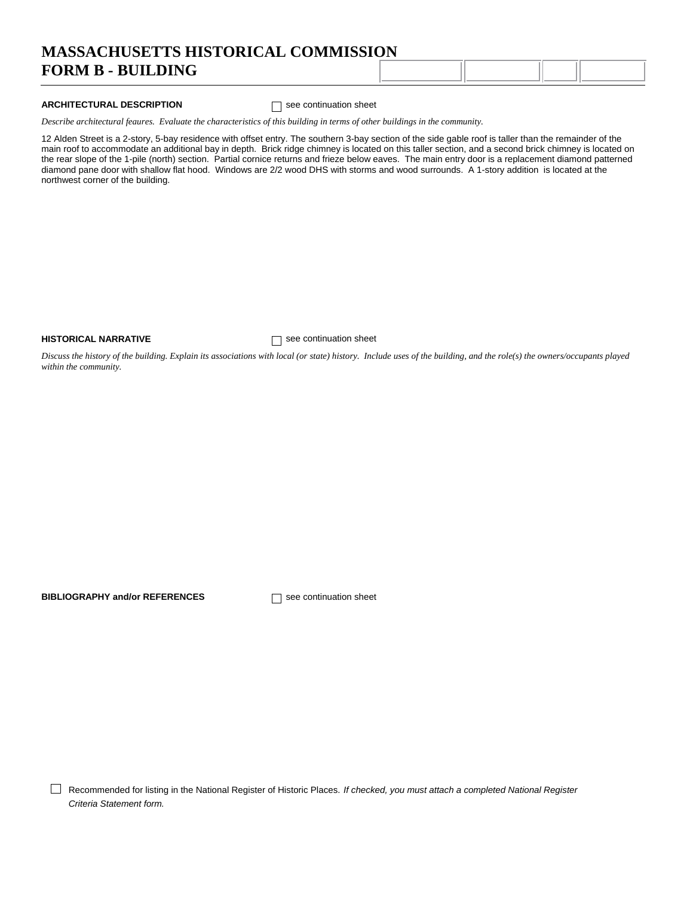# MASSACHUSETTS HISTORICAL COMMISSION
# FORM B - BUILDING

**ARCHITECTURAL DESCRIPTION** ☐ see continuation sheet

*Describe architectural feaures. Evaluate the characteristics of this building in terms of other buildings in the community.*

12 Alden Street is a 2-story, 5-bay residence with offset entry. The southern 3-bay section of the side gable roof is taller than the remainder of the main roof to accommodate an additional bay in depth. Brick ridge chimney is located on this taller section, and a second brick chimney is located on the rear slope of the 1-pile (north) section. Partial cornice returns and frieze below eaves. The main entry door is a replacement diamond patterned diamond pane door with shallow flat hood. Windows are 2/2 wood DHS with storms and wood surrounds. A 1-story addition is located at the northwest corner of the building.

**HISTORICAL NARRATIVE** ☐ see continuation sheet

*Discuss the history of the building. Explain its associations with local (or state) history. Include uses of the building, and the role(s) the owners/occupants played within the community.*

**BIBLIOGRAPHY and/or REFERENCES** ☐ see continuation sheet

☐ Recommended for listing in the National Register of Historic Places. *If checked, you must attach a completed National Register Criteria Statement form.*